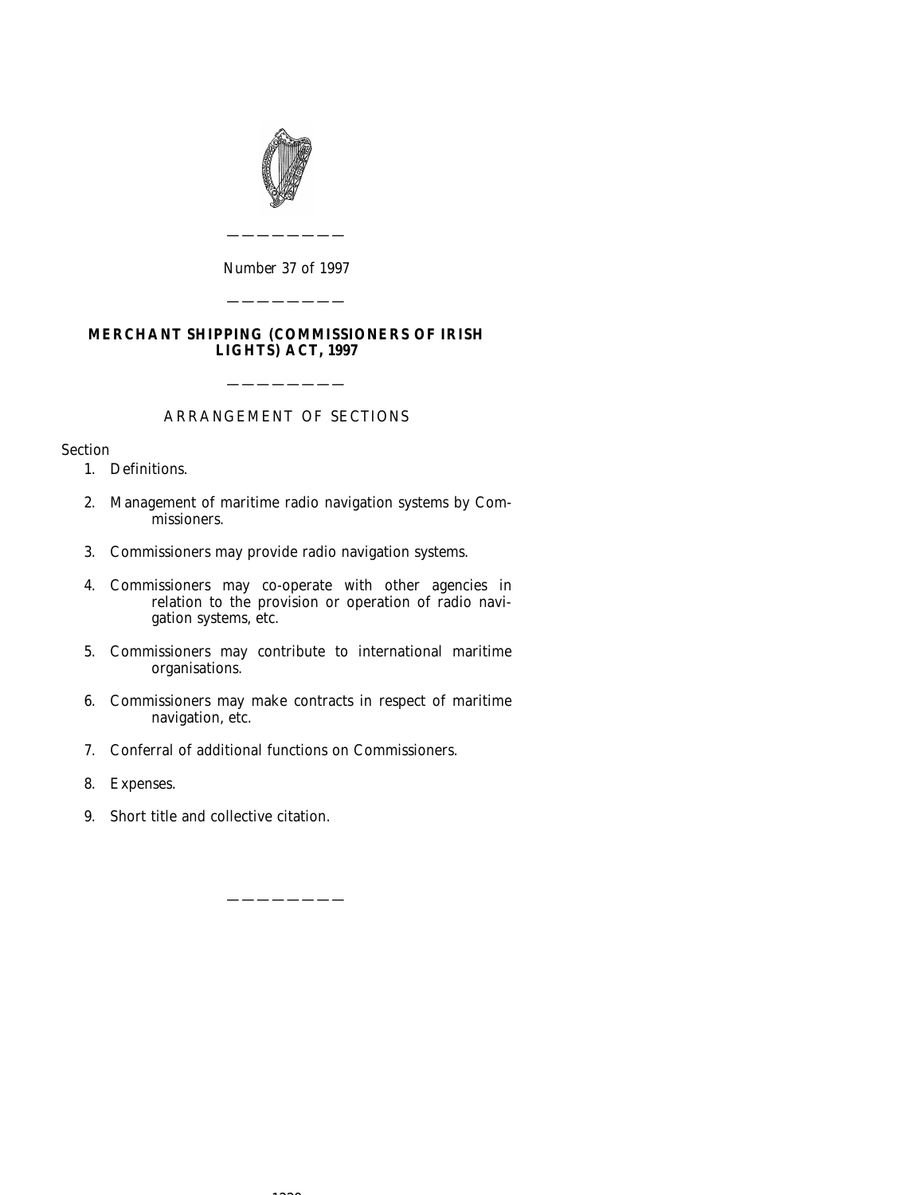Number 37 of 1997

---

# MERCHANT SHIPPING (COMMISSIONERS OF IRISH LIGHTS) ACT, 1997

---

## ARRANGEMENT OF SECTIONS

Section

1. Definitions.
2. Management of maritime radio navigation systems by Commissioners.
3. Commissioners may provide radio navigation systems.
4. Commissioners may co-operate with other agencies in relation to the provision or operation of radio navigation systems, etc.
5. Commissioners may contribute to international maritime organisations.
6. Commissioners may make contracts in respect of maritime navigation, etc.
7. Conferral of additional functions on Commissioners.
8. Expenses.
9. Short title and collective citation.

---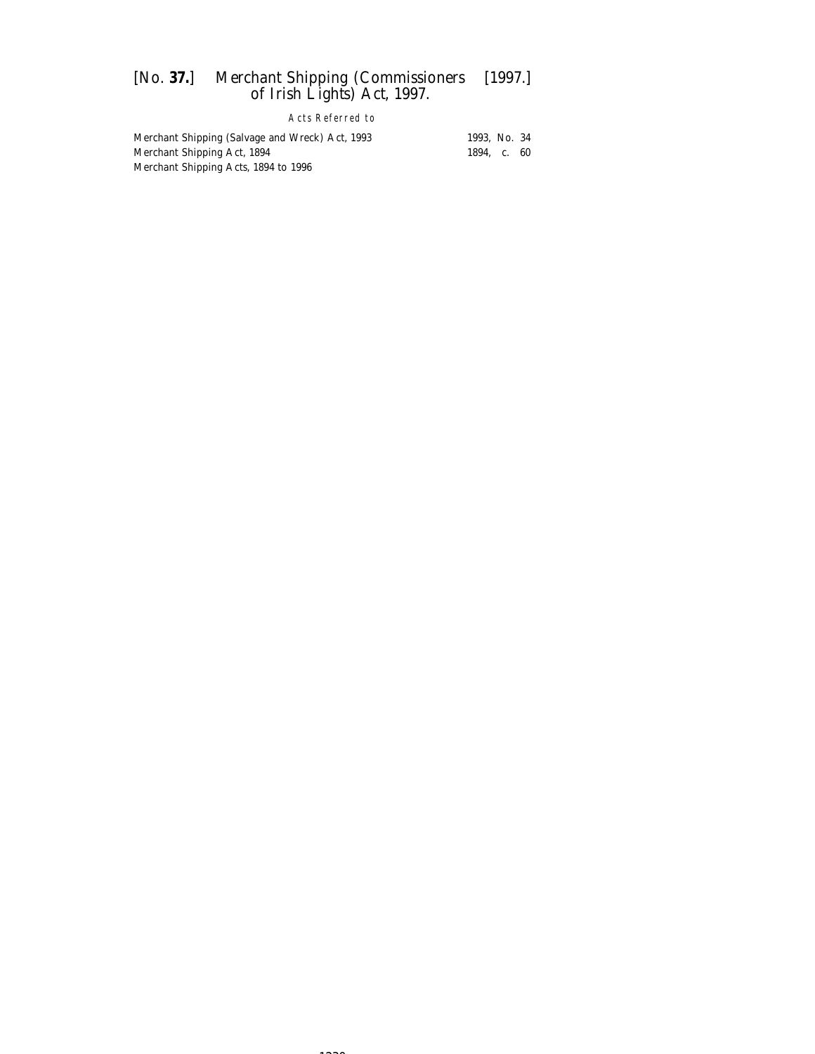# [No. **37.**] Merchant Shipping (Commissioners of Irish Lights) Act, 1997. [1997.]

*Acts Referred to*

| | |
|---|---|
| Merchant Shipping (Salvage and Wreck) Act, 1993 | 1993, No. 34 |
| Merchant Shipping Act, 1894 | 1894, c. 60 |
| Merchant Shipping Acts, 1894 to 1996 | |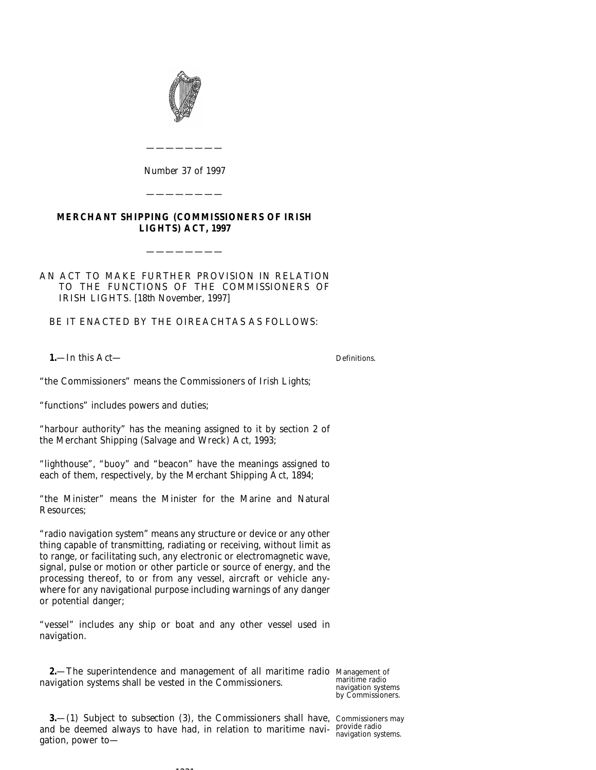Number 37 of 1997

---

# MERCHANT SHIPPING (COMMISSIONERS OF IRISH LIGHTS) ACT, 1997

---

AN ACT TO MAKE FURTHER PROVISION IN RELATION TO THE FUNCTIONS OF THE COMMISSIONERS OF IRISH LIGHTS. [18th November, 1997]

BE IT ENACTED BY THE OIREACHTAS AS FOLLOWS:

**1.**—In this Act—

Definitions.

"the Commissioners" means the Commissioners of Irish Lights;

"functions" includes powers and duties;

"harbour authority" has the meaning assigned to it by section 2 of the Merchant Shipping (Salvage and Wreck) Act, 1993;

"lighthouse", "buoy" and "beacon" have the meanings assigned to each of them, respectively, by the Merchant Shipping Act, 1894;

"the Minister" means the Minister for the Marine and Natural Resources;

"radio navigation system" means any structure or device or any other thing capable of transmitting, radiating or receiving, without limit as to range, or facilitating such, any electronic or electromagnetic wave, signal, pulse or motion or other particle or source of energy, and the processing thereof, to or from any vessel, aircraft or vehicle anywhere for any navigational purpose including warnings of any danger or potential danger;

"vessel" includes any ship or boat and any other vessel used in navigation.

**2.**—The superintendence and management of all maritime radio navigation systems shall be vested in the Commissioners.

Management of maritime radio navigation systems by Commissioners.

**3.**—(1) Subject to *subsection (3)*, the Commissioners shall have, and be deemed always to have had, in relation to maritime navigation, power to—

Commissioners may provide radio navigation systems.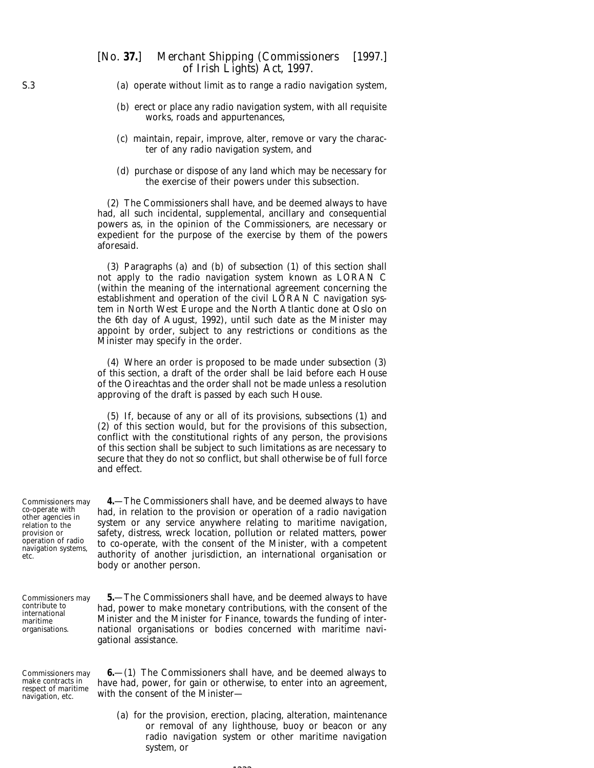(*a*) operate without limit as to range a radio navigation system,

(*b*) erect or place any radio navigation system, with all requisite works, roads and appurtenances,

(*c*) maintain, repair, improve, alter, remove or vary the character of any radio navigation system, and

(*d*) purchase or dispose of any land which may be necessary for the exercise of their powers under this subsection.

(2) The Commissioners shall have, and be deemed always to have had, all such incidental, supplemental, ancillary and consequential powers as, in the opinion of the Commissioners, are necessary or expedient for the purpose of the exercise by them of the powers aforesaid.

(3) Paragraphs (*a*) and (*b*) of *subsection (1)* of this section shall not apply to the radio navigation system known as LORAN C (within the meaning of the international agreement concerning the establishment and operation of the civil LORAN C navigation system in North West Europe and the North Atlantic done at Oslo on the 6th day of August, 1992), until such date as the Minister may appoint by order, subject to any restrictions or conditions as the Minister may specify in the order.

(4) Where an order is proposed to be made under *subsection (3)* of this section, a draft of the order shall be laid before each House of the Oireachtas and the order shall not be made unless a resolution approving of the draft is passed by each such House.

(5) If, because of any or all of its provisions, *subsections (1)* and *(2)* of this section would, but for the provisions of this subsection, conflict with the constitutional rights of any person, the provisions of this section shall be subject to such limitations as are necessary to secure that they do not so conflict, but shall otherwise be of full force and effect.

Commissioners may co-operate with other agencies in relation to the provision or operation of radio navigation systems, etc.

**4.**—The Commissioners shall have, and be deemed always to have had, in relation to the provision or operation of a radio navigation system or any service anywhere relating to maritime navigation, safety, distress, wreck location, pollution or related matters, power to co-operate, with the consent of the Minister, with a competent authority of another jurisdiction, an international organisation or body or another person.

Commissioners may contribute to international maritime organisations.

**5.**—The Commissioners shall have, and be deemed always to have had, power to make monetary contributions, with the consent of the Minister and the Minister for Finance, towards the funding of international organisations or bodies concerned with maritime navigational assistance.

Commissioners may make contracts in respect of maritime navigation, etc.

**6.**—(1) The Commissioners shall have, and be deemed always to have had, power, for gain or otherwise, to enter into an agreement, with the consent of the Minister—

(*a*) for the provision, erection, placing, alteration, maintenance or removal of any lighthouse, buoy or beacon or any radio navigation system or other maritime navigation system, or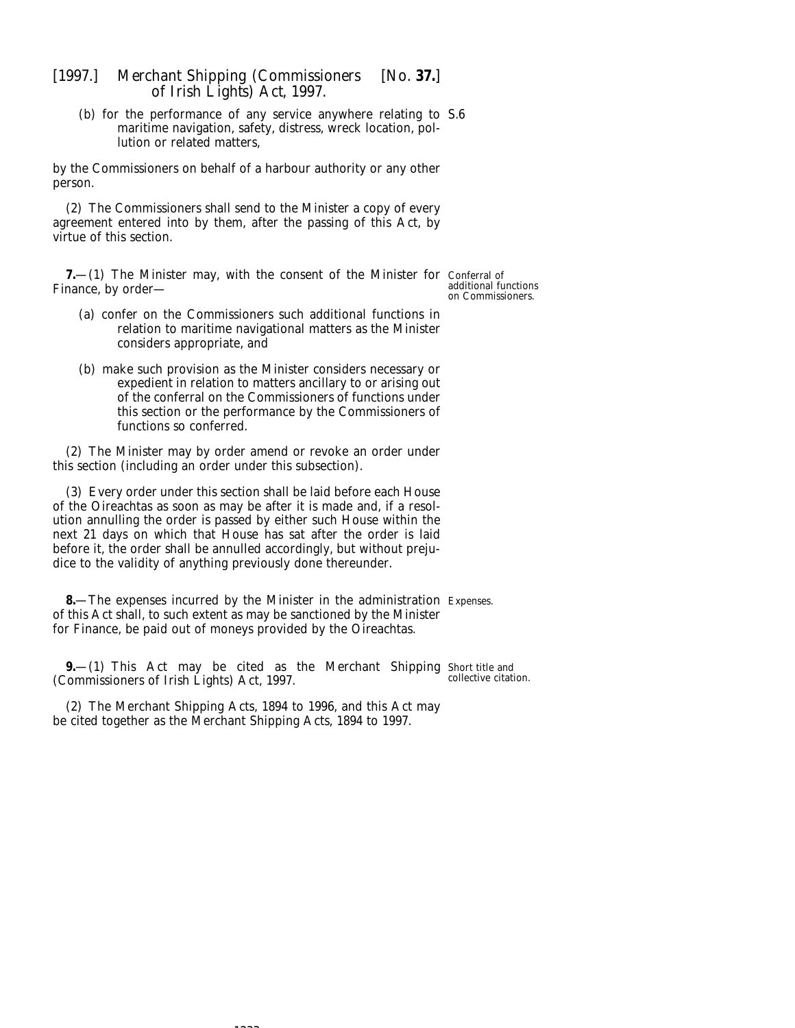(b) for the performance of any service anywhere relating to maritime navigation, safety, distress, wreck location, pollution or related matters,

by the Commissioners on behalf of a harbour authority or any other person.

(2) The Commissioners shall send to the Minister a copy of every agreement entered into by them, after the passing of this Act, by virtue of this section.

Conferral of additional functions on Commissioners.

**7.**—(1) The Minister may, with the consent of the Minister for Finance, by order—

(a) confer on the Commissioners such additional functions in relation to maritime navigational matters as the Minister considers appropriate, and

(b) make such provision as the Minister considers necessary or expedient in relation to matters ancillary to or arising out of the conferral on the Commissioners of functions under this section or the performance by the Commissioners of functions so conferred.

(2) The Minister may by order amend or revoke an order under this section (including an order under this subsection).

(3) Every order under this section shall be laid before each House of the Oireachtas as soon as may be after it is made and, if a resolution annulling the order is passed by either such House within the next 21 days on which that House has sat after the order is laid before it, the order shall be annulled accordingly, but without prejudice to the validity of anything previously done thereunder.

Expenses.

**8.**—The expenses incurred by the Minister in the administration of this Act shall, to such extent as may be sanctioned by the Minister for Finance, be paid out of moneys provided by the Oireachtas.

Short title and collective citation.

**9.**—(1) This Act may be cited as the Merchant Shipping (Commissioners of Irish Lights) Act, 1997.

(2) The Merchant Shipping Acts, 1894 to 1996, and this Act may be cited together as the Merchant Shipping Acts, 1894 to 1997.